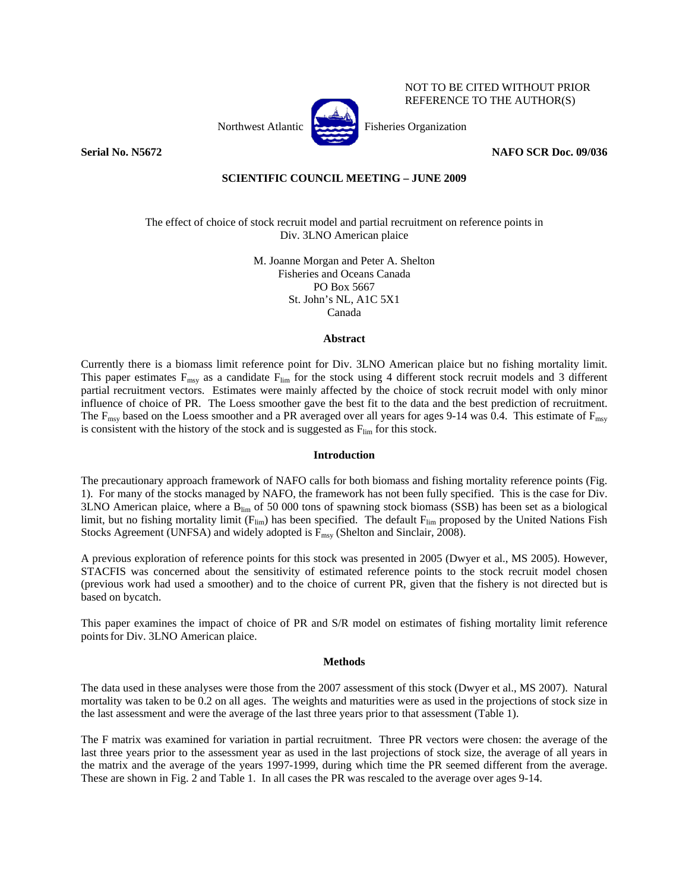NOT TO BE CITED WITHOUT PRIOR REFERENCE TO THE AUTHOR(S)

Northwest Atlantic Fisheries Organization

**Serial No. N5672** **NAFO SCR Doc. 09/036**

**SCIENTIFIC COUNCIL MEETING – JUNE 2009**

The effect of choice of stock recruit model and partial recruitment on reference points in Div. 3LNO American plaice

M. Joanne Morgan and Peter A. Shelton
Fisheries and Oceans Canada
PO Box 5667
St. John's NL, A1C 5X1
Canada

## Abstract

Currently there is a biomass limit reference point for Div. 3LNO American plaice but no fishing mortality limit. This paper estimates $F_{msy}$ as a candidate $F_{lim}$ for the stock using 4 different stock recruit models and 3 different partial recruitment vectors. Estimates were mainly affected by the choice of stock recruit model with only minor influence of choice of PR. The Loess smoother gave the best fit to the data and the best prediction of recruitment. The $F_{msy}$ based on the Loess smoother and a PR averaged over all years for ages 9-14 was 0.4. This estimate of $F_{msy}$ is consistent with the history of the stock and is suggested as $F_{lim}$ for this stock.

## Introduction

The precautionary approach framework of NAFO calls for both biomass and fishing mortality reference points (Fig. 1). For many of the stocks managed by NAFO, the framework has not been fully specified. This is the case for Div. 3LNO American plaice, where a $B_{lim}$ of 50 000 tons of spawning stock biomass (SSB) has been set as a biological limit, but no fishing mortality limit ($F_{lim}$) has been specified. The default $F_{lim}$ proposed by the United Nations Fish Stocks Agreement (UNFSA) and widely adopted is $F_{msy}$ (Shelton and Sinclair, 2008).

A previous exploration of reference points for this stock was presented in 2005 (Dwyer et al., MS 2005). However, STACFIS was concerned about the sensitivity of estimated reference points to the stock recruit model chosen (previous work had used a smoother) and to the choice of current PR, given that the fishery is not directed but is based on bycatch.

This paper examines the impact of choice of PR and S/R model on estimates of fishing mortality limit reference points for Div. 3LNO American plaice.

## Methods

The data used in these analyses were those from the 2007 assessment of this stock (Dwyer et al., MS 2007). Natural mortality was taken to be 0.2 on all ages. The weights and maturities were as used in the projections of stock size in the last assessment and were the average of the last three years prior to that assessment (Table 1).

The F matrix was examined for variation in partial recruitment. Three PR vectors were chosen: the average of the last three years prior to the assessment year as used in the last projections of stock size, the average of all years in the matrix and the average of the years 1997-1999, during which time the PR seemed different from the average. These are shown in Fig. 2 and Table 1. In all cases the PR was rescaled to the average over ages 9-14.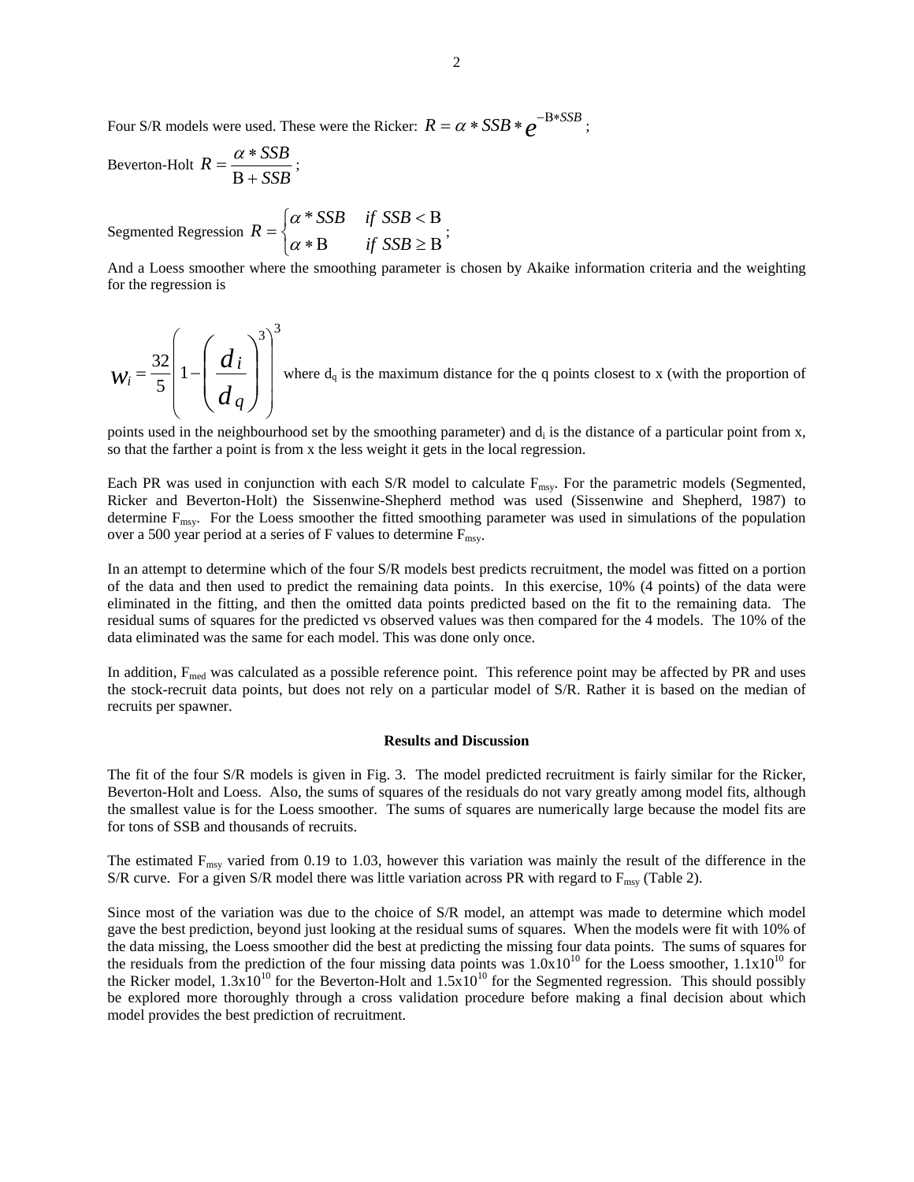Four S/R models were used. These were the Ricker: $R = \alpha * SSB * e^{-\mathrm{B}*SSB}$;

Beverton-Holt $R = \frac{\alpha * SSB}{\mathrm{B} + SSB}$;

Segmented Regression $R = \begin{cases} \alpha * SSB & if\ SSB < \mathrm{B} \\ \alpha * \mathrm{B} & if\ SSB \geq \mathrm{B} \end{cases}$;

And a Loess smoother where the smoothing parameter is chosen by Akaike information criteria and the weighting for the regression is

$$w_i = \frac{32}{5}\left(1 - \left(\frac{d_i}{d_q}\right)^3\right)^3$$

where $d_q$ is the maximum distance for the q points closest to x (with the proportion of points used in the neighbourhood set by the smoothing parameter) and $d_i$ is the distance of a particular point from x, so that the farther a point is from x the less weight it gets in the local regression.

Each PR was used in conjunction with each S/R model to calculate $F_{msy}$. For the parametric models (Segmented, Ricker and Beverton-Holt) the Sissenwine-Shepherd method was used (Sissenwine and Shepherd, 1987) to determine $F_{msy}$. For the Loess smoother the fitted smoothing parameter was used in simulations of the population over a 500 year period at a series of F values to determine $F_{msy}$.

In an attempt to determine which of the four S/R models best predicts recruitment, the model was fitted on a portion of the data and then used to predict the remaining data points. In this exercise, 10% (4 points) of the data were eliminated in the fitting, and then the omitted data points predicted based on the fit to the remaining data. The residual sums of squares for the predicted vs observed values was then compared for the 4 models. The 10% of the data eliminated was the same for each model. This was done only once.

In addition, $F_{med}$ was calculated as a possible reference point. This reference point may be affected by PR and uses the stock-recruit data points, but does not rely on a particular model of S/R. Rather it is based on the median of recruits per spawner.

## Results and Discussion

The fit of the four S/R models is given in Fig. 3. The model predicted recruitment is fairly similar for the Ricker, Beverton-Holt and Loess. Also, the sums of squares of the residuals do not vary greatly among model fits, although the smallest value is for the Loess smoother. The sums of squares are numerically large because the model fits are for tons of SSB and thousands of recruits.

The estimated $F_{msy}$ varied from 0.19 to 1.03, however this variation was mainly the result of the difference in the S/R curve. For a given S/R model there was little variation across PR with regard to $F_{msy}$ (Table 2).

Since most of the variation was due to the choice of S/R model, an attempt was made to determine which model gave the best prediction, beyond just looking at the residual sums of squares. When the models were fit with 10% of the data missing, the Loess smoother did the best at predicting the missing four data points. The sums of squares for the residuals from the prediction of the four missing data points was $1.0\text{x}10^{10}$ for the Loess smoother, $1.1\text{x}10^{10}$ for the Ricker model, $1.3\text{x}10^{10}$ for the Beverton-Holt and $1.5\text{x}10^{10}$ for the Segmented regression. This should possibly be explored more thoroughly through a cross validation procedure before making a final decision about which model provides the best prediction of recruitment.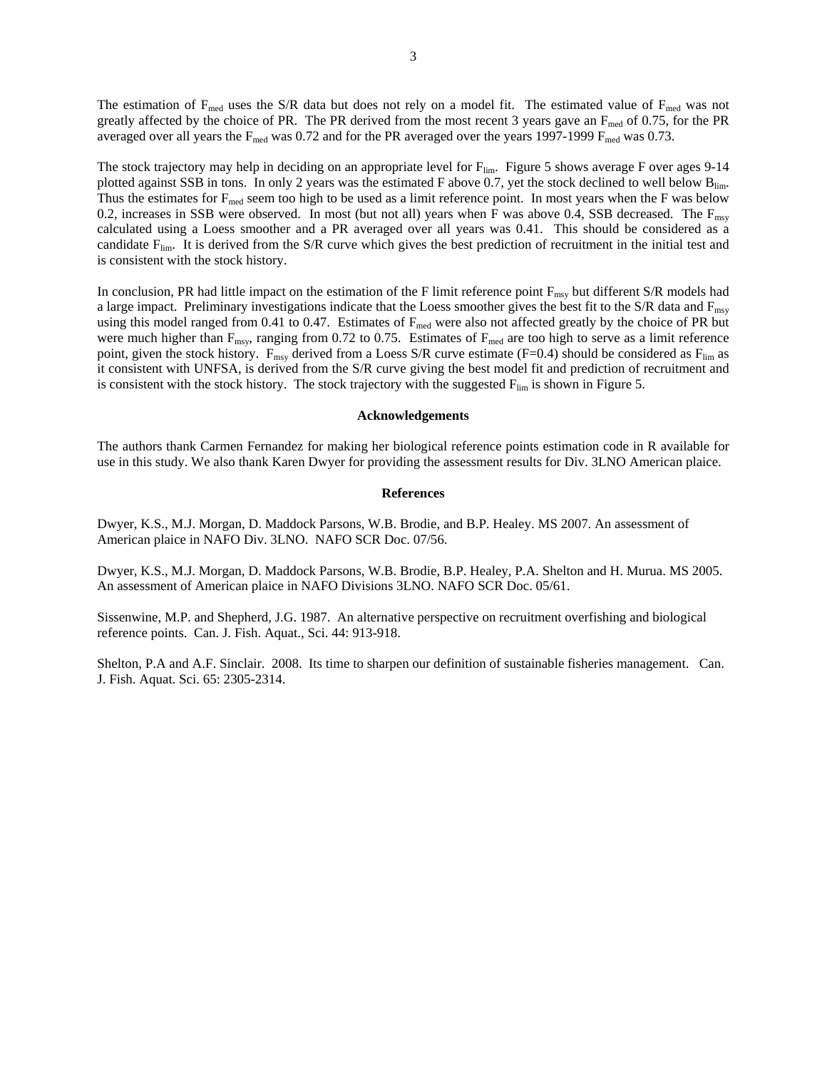The estimation of $F_{med}$ uses the S/R data but does not rely on a model fit. The estimated value of $F_{med}$ was not greatly affected by the choice of PR. The PR derived from the most recent 3 years gave an $F_{med}$ of 0.75, for the PR averaged over all years the $F_{med}$ was 0.72 and for the PR averaged over the years 1997-1999 $F_{med}$ was 0.73.

The stock trajectory may help in deciding on an appropriate level for $F_{lim}$. Figure 5 shows average F over ages 9-14 plotted against SSB in tons. In only 2 years was the estimated F above 0.7, yet the stock declined to well below $B_{lim}$. Thus the estimates for $F_{med}$ seem too high to be used as a limit reference point. In most years when the F was below 0.2, increases in SSB were observed. In most (but not all) years when F was above 0.4, SSB decreased. The $F_{msy}$ calculated using a Loess smoother and a PR averaged over all years was 0.41. This should be considered as a candidate $F_{lim}$. It is derived from the S/R curve which gives the best prediction of recruitment in the initial test and is consistent with the stock history.

In conclusion, PR had little impact on the estimation of the F limit reference point $F_{msy}$ but different S/R models had a large impact. Preliminary investigations indicate that the Loess smoother gives the best fit to the S/R data and $F_{msy}$ using this model ranged from 0.41 to 0.47. Estimates of $F_{med}$ were also not affected greatly by the choice of PR but were much higher than $F_{msy}$, ranging from 0.72 to 0.75. Estimates of $F_{med}$ are too high to serve as a limit reference point, given the stock history. $F_{msy}$ derived from a Loess S/R curve estimate (F=0.4) should be considered as $F_{lim}$ as it consistent with UNFSA, is derived from the S/R curve giving the best model fit and prediction of recruitment and is consistent with the stock history. The stock trajectory with the suggested $F_{lim}$ is shown in Figure 5.

## Acknowledgements

The authors thank Carmen Fernandez for making her biological reference points estimation code in R available for use in this study. We also thank Karen Dwyer for providing the assessment results for Div. 3LNO American plaice.

## References

Dwyer, K.S., M.J. Morgan, D. Maddock Parsons, W.B. Brodie, and B.P. Healey. MS 2007. An assessment of American plaice in NAFO Div. 3LNO. NAFO SCR Doc. 07/56.

Dwyer, K.S., M.J. Morgan, D. Maddock Parsons, W.B. Brodie, B.P. Healey, P.A. Shelton and H. Murua. MS 2005. An assessment of American plaice in NAFO Divisions 3LNO. NAFO SCR Doc. 05/61.

Sissenwine, M.P. and Shepherd, J.G. 1987. An alternative perspective on recruitment overfishing and biological reference points. Can. J. Fish. Aquat., Sci. 44: 913-918.

Shelton, P.A and A.F. Sinclair. 2008. Its time to sharpen our definition of sustainable fisheries management. Can. J. Fish. Aquat. Sci. 65: 2305-2314.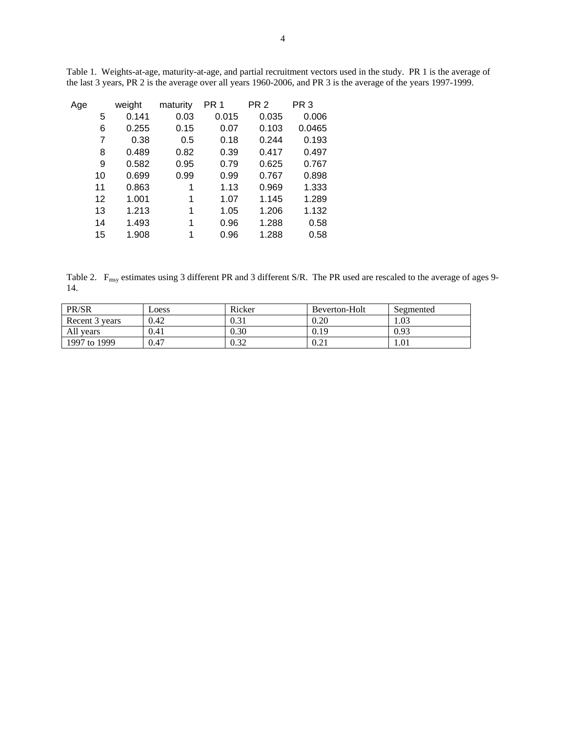Table 1. Weights-at-age, maturity-at-age, and partial recruitment vectors used in the study. PR 1 is the average of the last 3 years, PR 2 is the average over all years 1960-2006, and PR 3 is the average of the years 1997-1999.

| Age | weight | maturity | PR 1 | PR 2 | PR 3 |
|---|---|---|---|---|---|
| 5 | 0.141 | 0.03 | 0.015 | 0.035 | 0.006 |
| 6 | 0.255 | 0.15 | 0.07 | 0.103 | 0.0465 |
| 7 | 0.38 | 0.5 | 0.18 | 0.244 | 0.193 |
| 8 | 0.489 | 0.82 | 0.39 | 0.417 | 0.497 |
| 9 | 0.582 | 0.95 | 0.79 | 0.625 | 0.767 |
| 10 | 0.699 | 0.99 | 0.99 | 0.767 | 0.898 |
| 11 | 0.863 | 1 | 1.13 | 0.969 | 1.333 |
| 12 | 1.001 | 1 | 1.07 | 1.145 | 1.289 |
| 13 | 1.213 | 1 | 1.05 | 1.206 | 1.132 |
| 14 | 1.493 | 1 | 0.96 | 1.288 | 0.58 |
| 15 | 1.908 | 1 | 0.96 | 1.288 | 0.58 |

Table 2. $F_{msy}$ estimates using 3 different PR and 3 different S/R. The PR used are rescaled to the average of ages 9-14.

| PR/SR | Loess | Ricker | Beverton-Holt | Segmented |
|---|---|---|---|---|
| Recent 3 years | 0.42 | 0.31 | 0.20 | 1.03 |
| All years | 0.41 | 0.30 | 0.19 | 0.93 |
| 1997 to 1999 | 0.47 | 0.32 | 0.21 | 1.01 |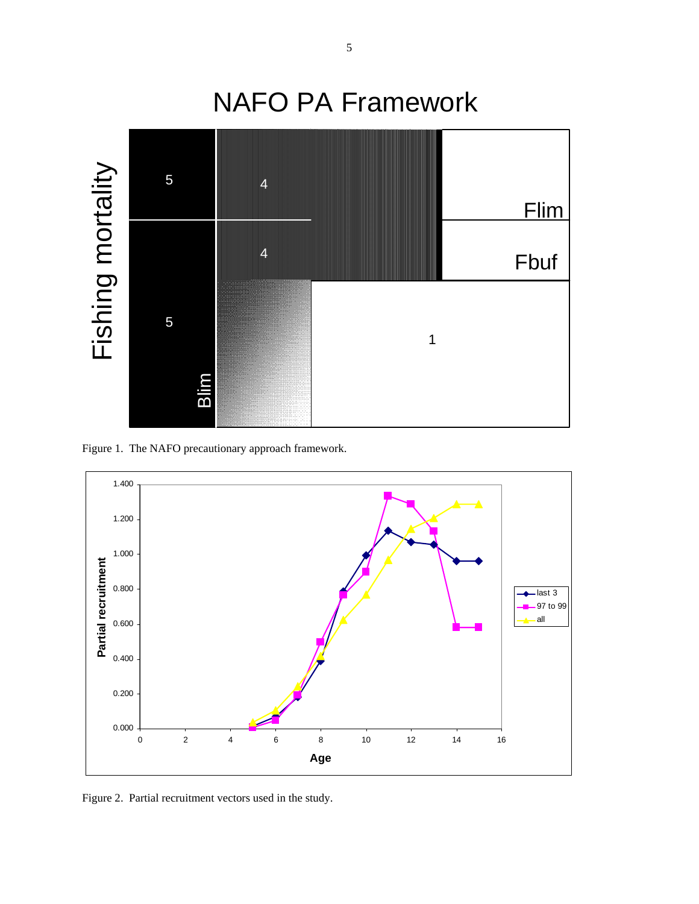Figure 1. The NAFO precautionary approach framework.

Figure 2. Partial recruitment vectors used in the study.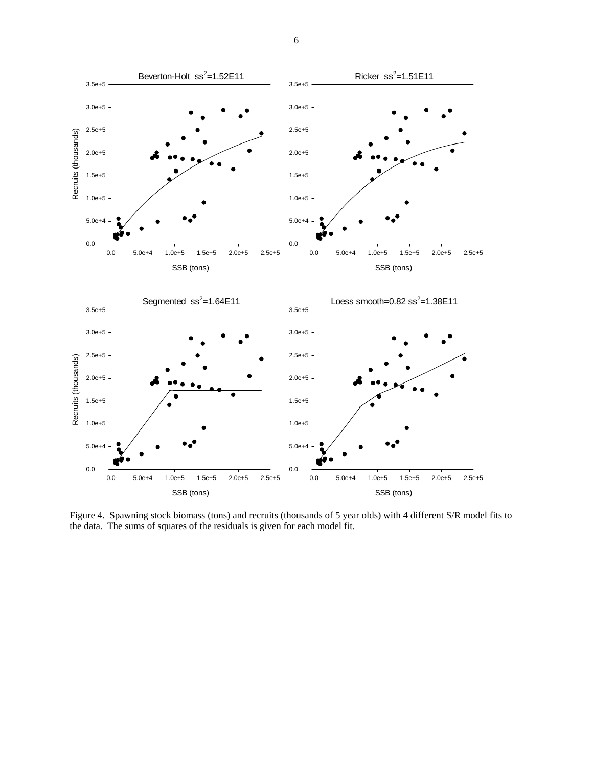Figure 4. Spawning stock biomass (tons) and recruits (thousands of 5 year olds) with 4 different S/R model fits to the data. The sums of squares of the residuals is given for each model fit.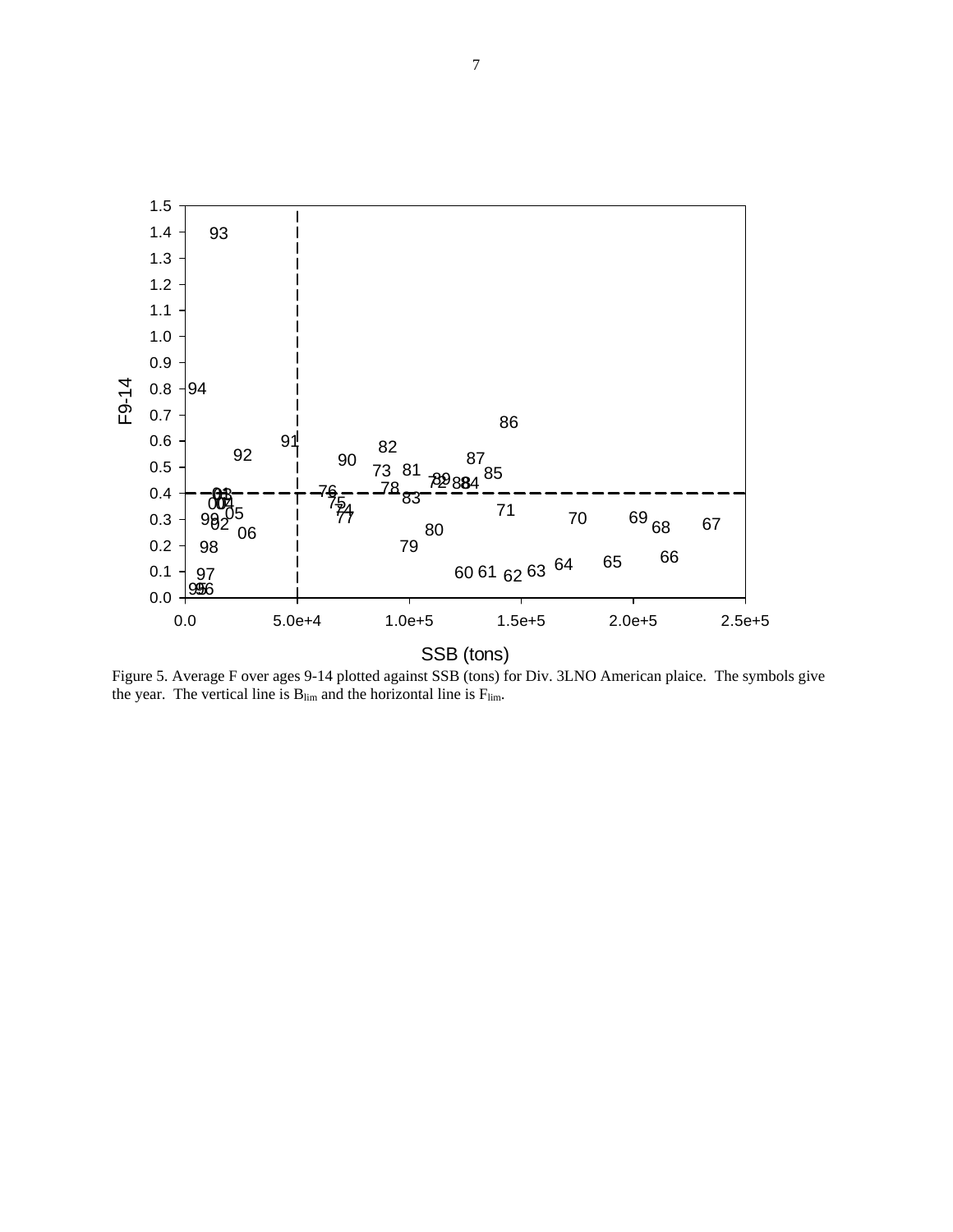F9-14

1.5
1.4
1.3
1.2
1.1
1.0
0.9
0.8
0.7
0.6
0.5
0.4
0.3
0.2
0.1
0.0

93
94
86
91
82
92
90
87
73
81
85
89
72
88
84
76
78
83
03
01
75
04
74
71
00
05
77
70
69
99
02
80
68
67
06
79
98
66
65
64
63
60
61
62
97
95
96

0.0
5.0e+4
1.0e+5
1.5e+5
2.0e+5
2.5e+5

SSB (tons)

Figure 5. Average F over ages 9-14 plotted against SSB (tons) for Div. 3LNO American plaice. The symbols give the year. The vertical line is $B_{lim}$ and the horizontal line is $F_{lim}$.